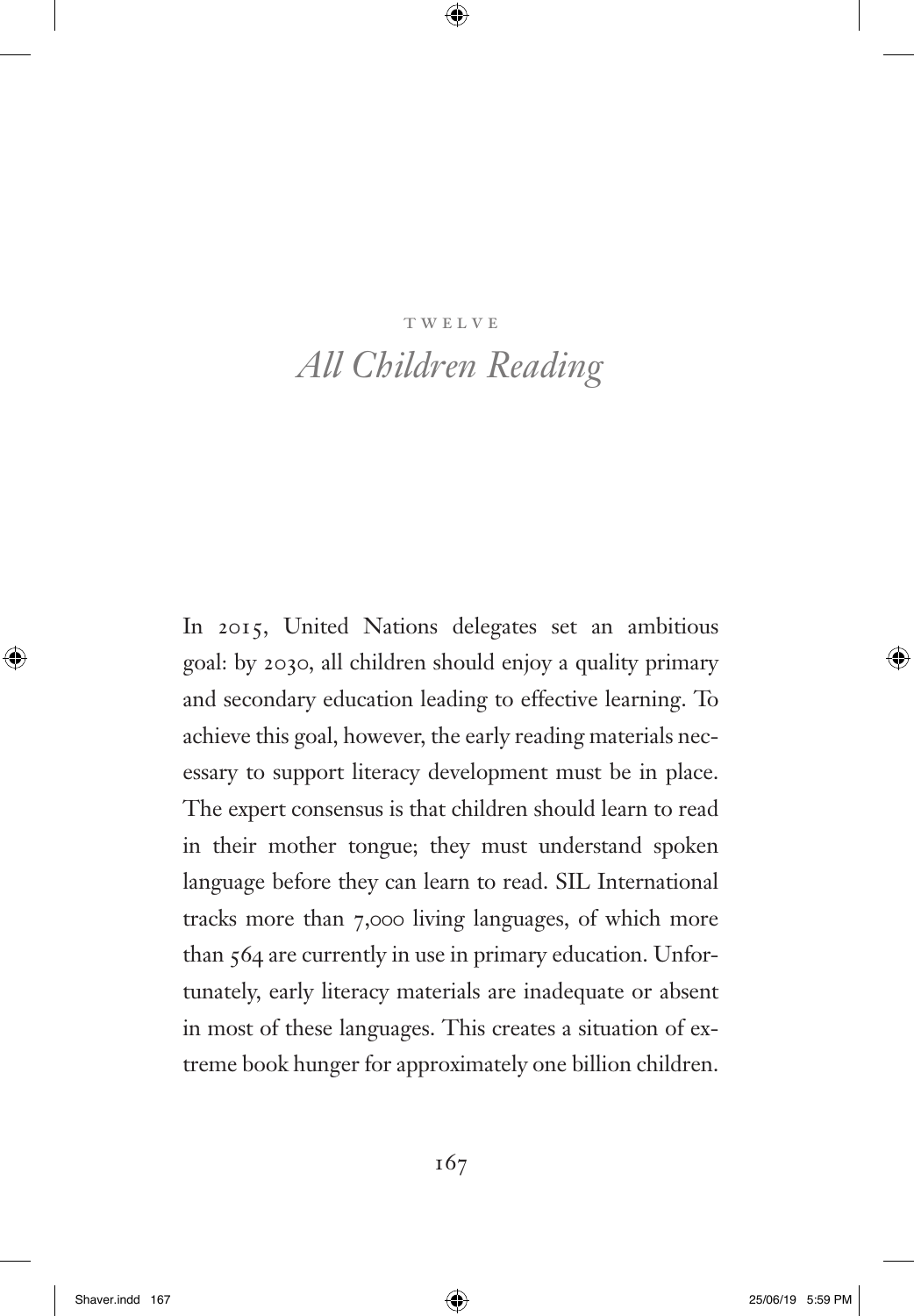TWELVE

# *All Children Reading*

In 2015, United Nations delegates set an ambitious goal: by 2030, all children should enjoy a quality primary and secondary education leading to effective learning. To achieve this goal, however, the early reading materials necessary to support literacy development must be in place. The expert consensus is that children should learn to read in their mother tongue; they must understand spoken language before they can learn to read. SIL International tracks more than 7,000 living languages, of which more than 564 are currently in use in primary education. Unfortunately, early literacy materials are inadequate or absent in most of these languages. This creates a situation of extreme book hunger for approximately one billion children.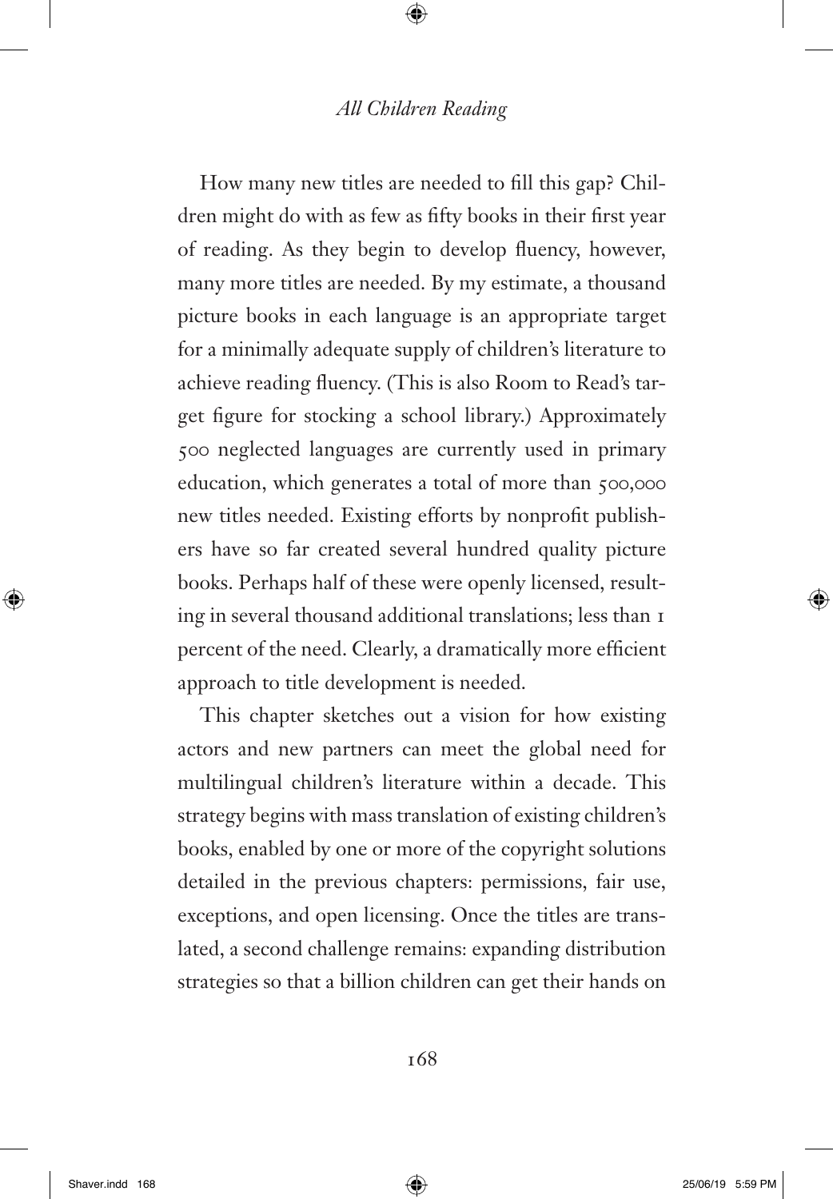How many new titles are needed to fill this gap? Children might do with as few as fifty books in their first year of reading. As they begin to develop fluency, however, many more titles are needed. By my estimate, a thousand picture books in each language is an appropriate target for a minimally adequate supply of children's literature to achieve reading fluency. (This is also Room to Read's target figure for stocking a school library.) Approximately 500 neglected languages are currently used in primary education, which generates a total of more than 500,000 new titles needed. Existing efforts by nonprofit publishers have so far created several hundred quality picture books. Perhaps half of these were openly licensed, resulting in several thousand additional translations; less than 1 percent of the need. Clearly, a dramatically more efficient approach to title development is needed.

This chapter sketches out a vision for how existing actors and new partners can meet the global need for multilingual children's literature within a decade. This strategy begins with mass translation of existing children's books, enabled by one or more of the copyright solutions detailed in the previous chapters: permissions, fair use, exceptions, and open licensing. Once the titles are translated, a second challenge remains: expanding distribution strategies so that a billion children can get their hands on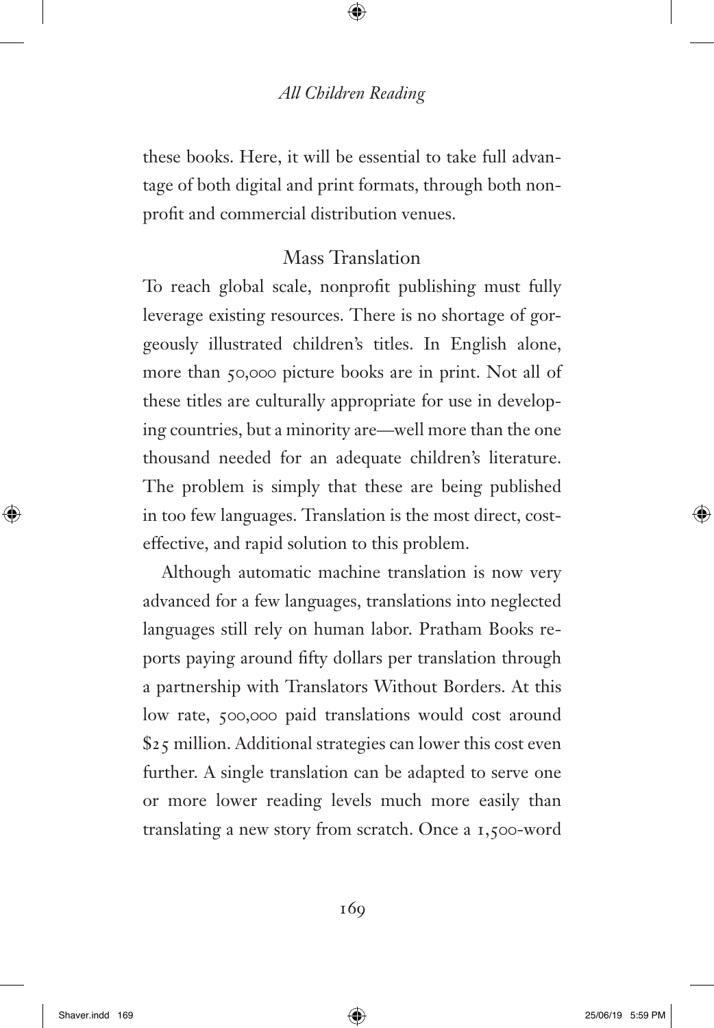these books. Here, it will be essential to take full advantage of both digital and print formats, through both nonprofit and commercial distribution venues.

## Mass Translation

To reach global scale, nonprofit publishing must fully leverage existing resources. There is no shortage of gorgeously illustrated children's titles. In English alone, more than 50,000 picture books are in print. Not all of these titles are culturally appropriate for use in developing countries, but a minority are—well more than the one thousand needed for an adequate children's literature. The problem is simply that these are being published in too few languages. Translation is the most direct, cost-effective, and rapid solution to this problem.

Although automatic machine translation is now very advanced for a few languages, translations into neglected languages still rely on human labor. Pratham Books reports paying around fifty dollars per translation through a partnership with Translators Without Borders. At this low rate, 500,000 paid translations would cost around $25 million. Additional strategies can lower this cost even further. A single translation can be adapted to serve one or more lower reading levels much more easily than translating a new story from scratch. Once a 1,500-word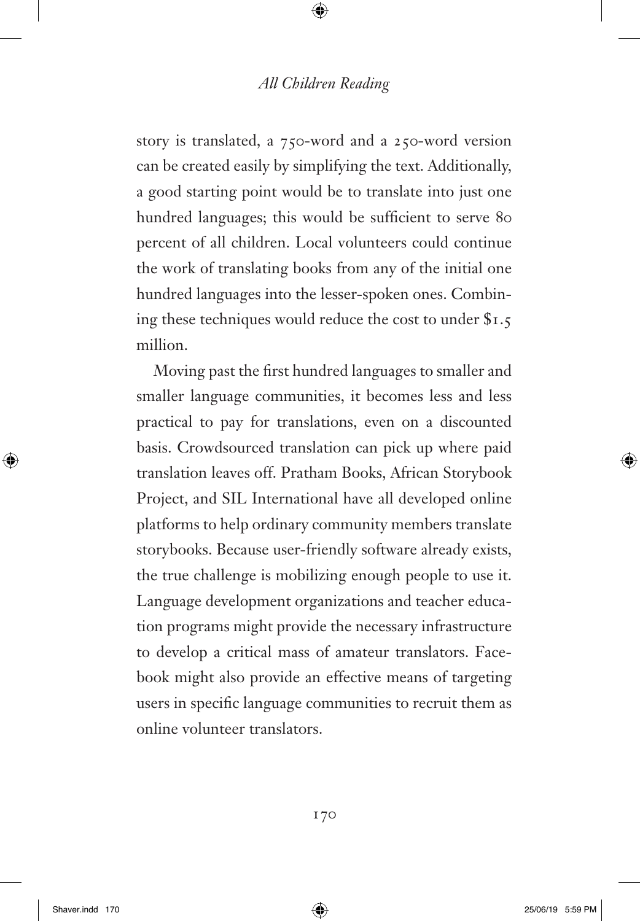story is translated, a 750-word and a 250-word version can be created easily by simplifying the text. Additionally, a good starting point would be to translate into just one hundred languages; this would be sufficient to serve 80 percent of all children. Local volunteers could continue the work of translating books from any of the initial one hundred languages into the lesser-spoken ones. Combining these techniques would reduce the cost to under $1.5 million.

Moving past the first hundred languages to smaller and smaller language communities, it becomes less and less practical to pay for translations, even on a discounted basis. Crowdsourced translation can pick up where paid translation leaves off. Pratham Books, African Storybook Project, and SIL International have all developed online platforms to help ordinary community members translate storybooks. Because user-friendly software already exists, the true challenge is mobilizing enough people to use it. Language development organizations and teacher education programs might provide the necessary infrastructure to develop a critical mass of amateur translators. Facebook might also provide an effective means of targeting users in specific language communities to recruit them as online volunteer translators.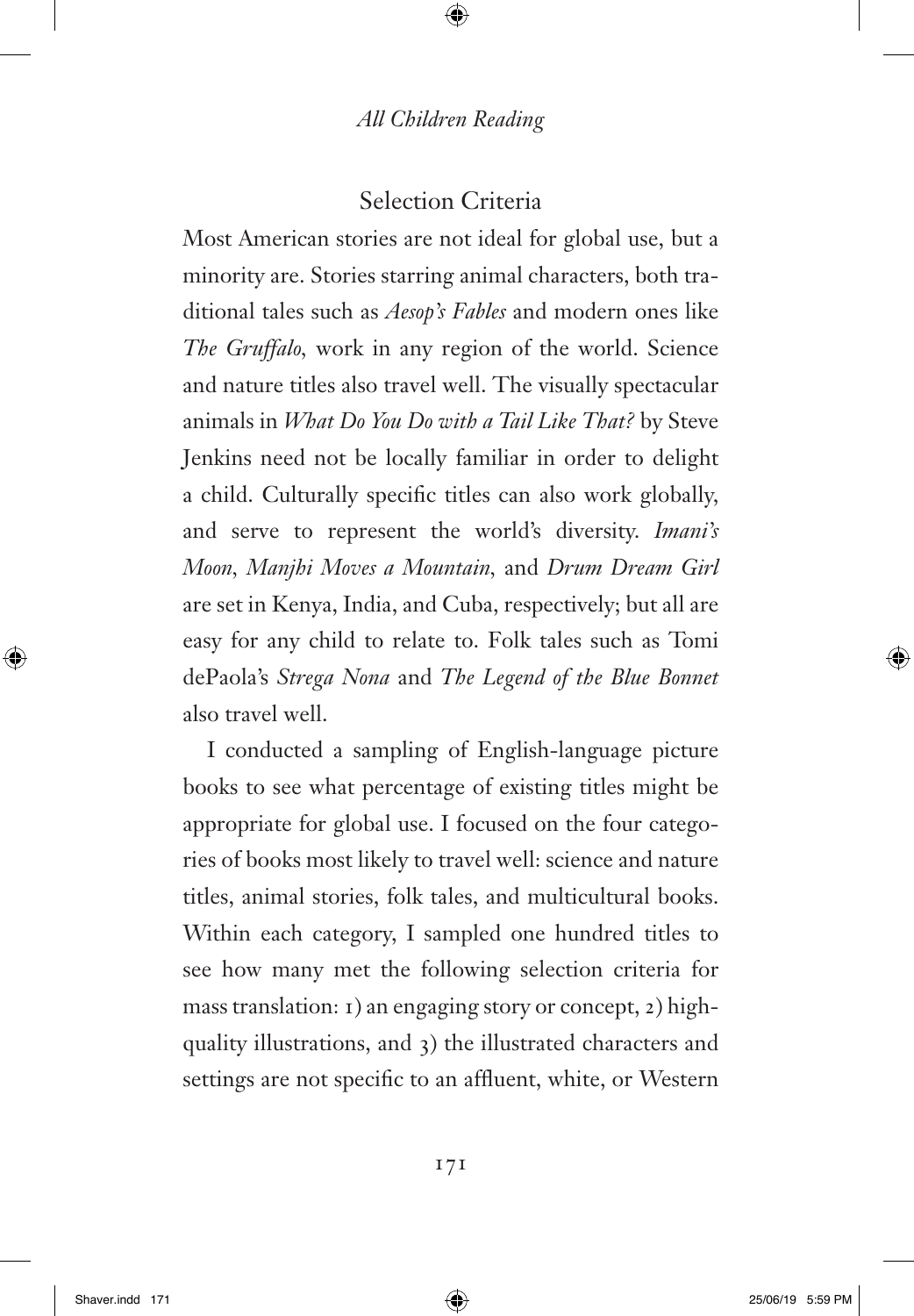## Selection Criteria

Most American stories are not ideal for global use, but a minority are. Stories starring animal characters, both traditional tales such as *Aesop's Fables* and modern ones like *The Gruffalo*, work in any region of the world. Science and nature titles also travel well. The visually spectacular animals in *What Do You Do with a Tail Like That?* by Steve Jenkins need not be locally familiar in order to delight a child. Culturally specific titles can also work globally, and serve to represent the world's diversity. *Imani's Moon*, *Manjhi Moves a Mountain*, and *Drum Dream Girl* are set in Kenya, India, and Cuba, respectively; but all are easy for any child to relate to. Folk tales such as Tomi dePaola's *Strega Nona* and *The Legend of the Blue Bonnet* also travel well.

I conducted a sampling of English-language picture books to see what percentage of existing titles might be appropriate for global use. I focused on the four categories of books most likely to travel well: science and nature titles, animal stories, folk tales, and multicultural books. Within each category, I sampled one hundred titles to see how many met the following selection criteria for mass translation: 1) an engaging story or concept, 2) high-quality illustrations, and 3) the illustrated characters and settings are not specific to an affluent, white, or Western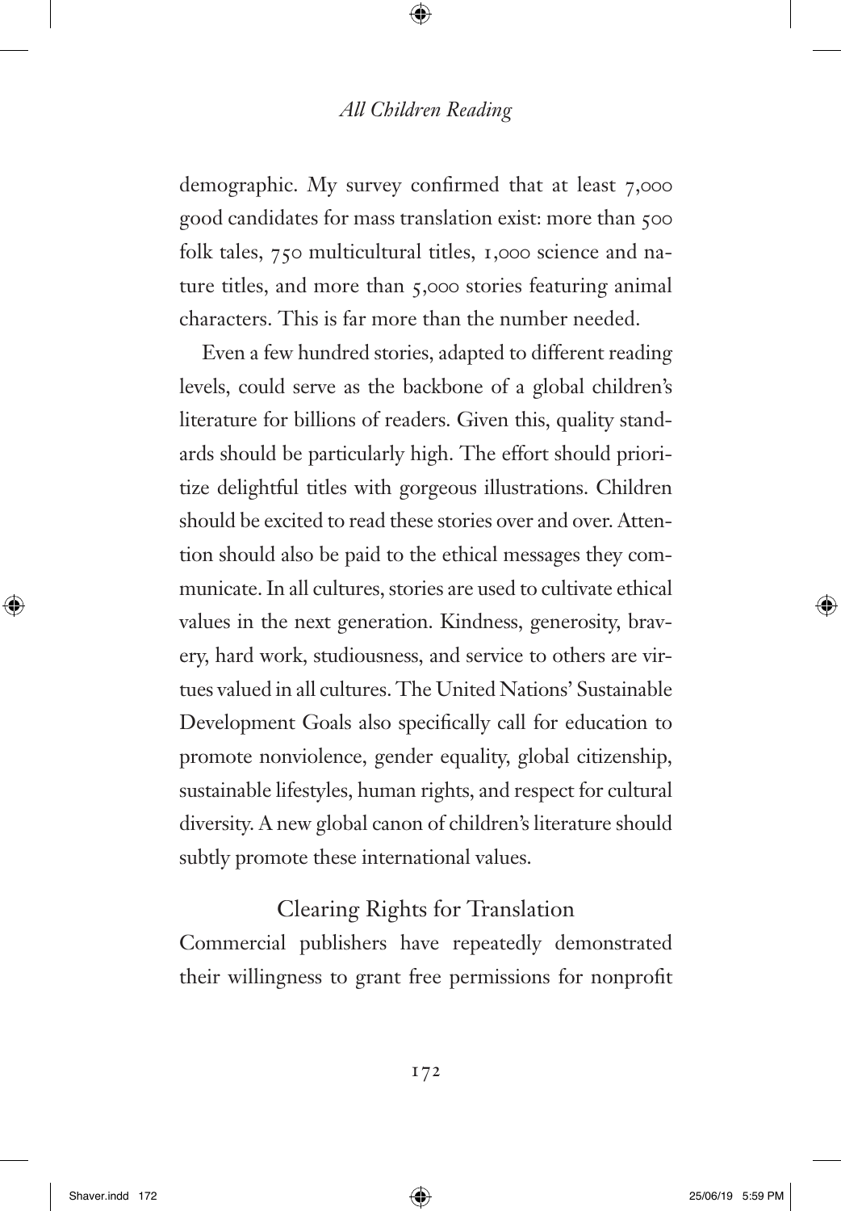demographic. My survey confirmed that at least 7,000 good candidates for mass translation exist: more than 500 folk tales, 750 multicultural titles, 1,000 science and nature titles, and more than 5,000 stories featuring animal characters. This is far more than the number needed.

Even a few hundred stories, adapted to different reading levels, could serve as the backbone of a global children's literature for billions of readers. Given this, quality standards should be particularly high. The effort should prioritize delightful titles with gorgeous illustrations. Children should be excited to read these stories over and over. Attention should also be paid to the ethical messages they communicate. In all cultures, stories are used to cultivate ethical values in the next generation. Kindness, generosity, bravery, hard work, studiousness, and service to others are virtues valued in all cultures. The United Nations' Sustainable Development Goals also specifically call for education to promote nonviolence, gender equality, global citizenship, sustainable lifestyles, human rights, and respect for cultural diversity. A new global canon of children's literature should subtly promote these international values.

## Clearing Rights for Translation

Commercial publishers have repeatedly demonstrated their willingness to grant free permissions for nonprofit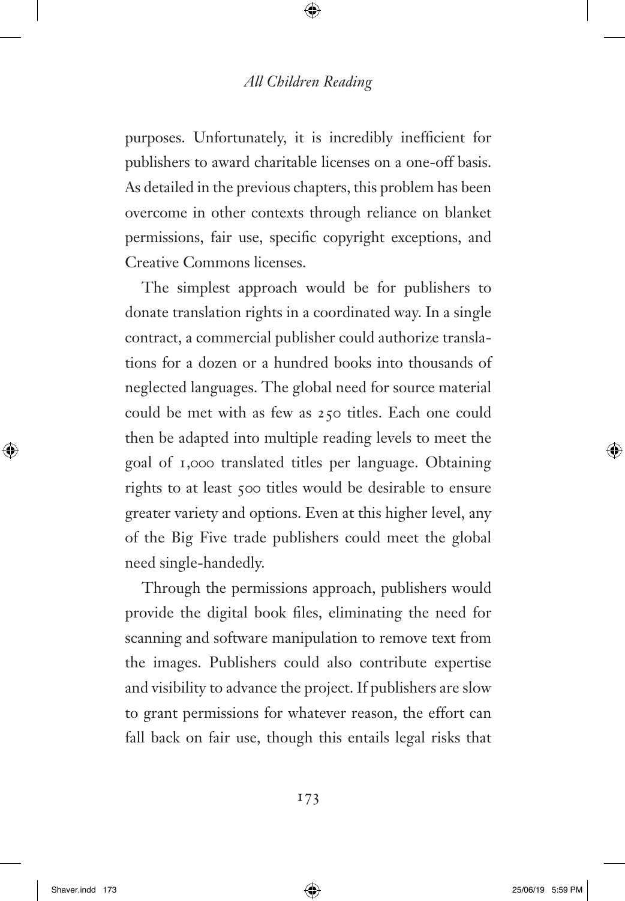purposes. Unfortunately, it is incredibly inefficient for publishers to award charitable licenses on a one-off basis. As detailed in the previous chapters, this problem has been overcome in other contexts through reliance on blanket permissions, fair use, specific copyright exceptions, and Creative Commons licenses.

The simplest approach would be for publishers to donate translation rights in a coordinated way. In a single contract, a commercial publisher could authorize translations for a dozen or a hundred books into thousands of neglected languages. The global need for source material could be met with as few as 250 titles. Each one could then be adapted into multiple reading levels to meet the goal of 1,000 translated titles per language. Obtaining rights to at least 500 titles would be desirable to ensure greater variety and options. Even at this higher level, any of the Big Five trade publishers could meet the global need single-handedly.

Through the permissions approach, publishers would provide the digital book files, eliminating the need for scanning and software manipulation to remove text from the images. Publishers could also contribute expertise and visibility to advance the project. If publishers are slow to grant permissions for whatever reason, the effort can fall back on fair use, though this entails legal risks that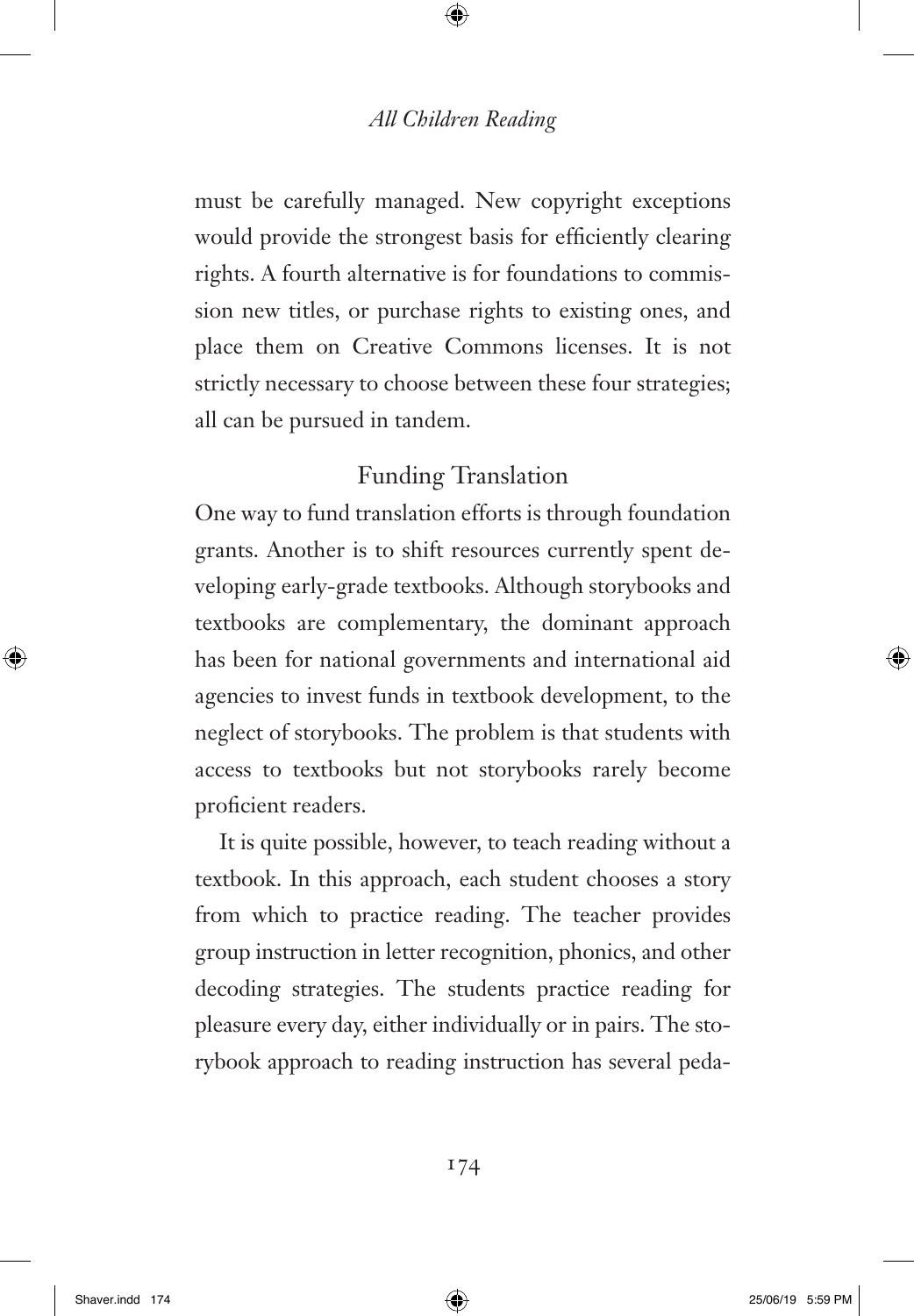must be carefully managed. New copyright exceptions would provide the strongest basis for efficiently clearing rights. A fourth alternative is for foundations to commission new titles, or purchase rights to existing ones, and place them on Creative Commons licenses. It is not strictly necessary to choose between these four strategies; all can be pursued in tandem.

## Funding Translation

One way to fund translation efforts is through foundation grants. Another is to shift resources currently spent developing early-grade textbooks. Although storybooks and textbooks are complementary, the dominant approach has been for national governments and international aid agencies to invest funds in textbook development, to the neglect of storybooks. The problem is that students with access to textbooks but not storybooks rarely become proficient readers.

It is quite possible, however, to teach reading without a textbook. In this approach, each student chooses a story from which to practice reading. The teacher provides group instruction in letter recognition, phonics, and other decoding strategies. The students practice reading for pleasure every day, either individually or in pairs. The storybook approach to reading instruction has several peda-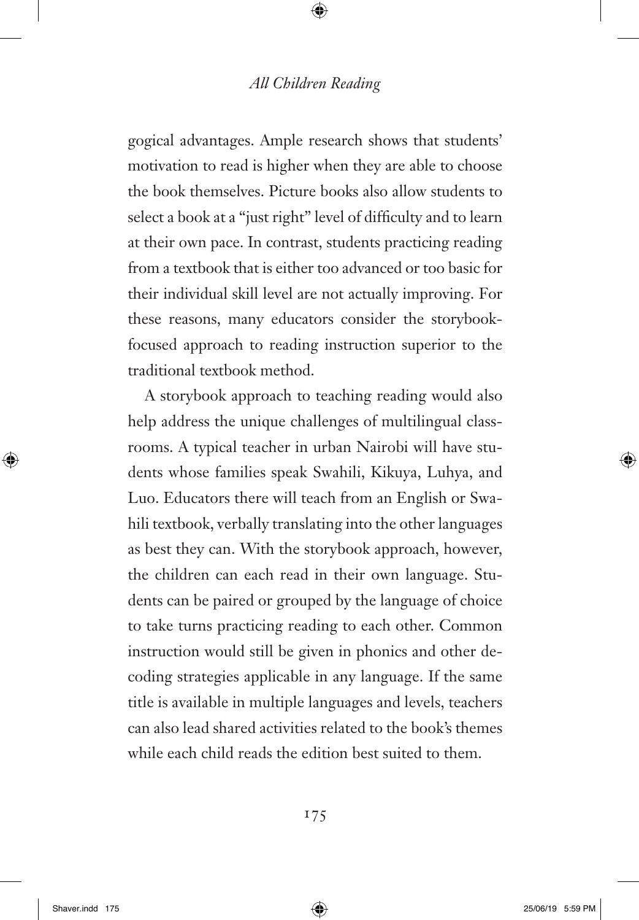gogical advantages. Ample research shows that students' motivation to read is higher when they are able to choose the book themselves. Picture books also allow students to select a book at a "just right" level of difficulty and to learn at their own pace. In contrast, students practicing reading from a textbook that is either too advanced or too basic for their individual skill level are not actually improving. For these reasons, many educators consider the storybook-focused approach to reading instruction superior to the traditional textbook method.

A storybook approach to teaching reading would also help address the unique challenges of multilingual classrooms. A typical teacher in urban Nairobi will have students whose families speak Swahili, Kikuya, Luhya, and Luo. Educators there will teach from an English or Swahili textbook, verbally translating into the other languages as best they can. With the storybook approach, however, the children can each read in their own language. Students can be paired or grouped by the language of choice to take turns practicing reading to each other. Common instruction would still be given in phonics and other decoding strategies applicable in any language. If the same title is available in multiple languages and levels, teachers can also lead shared activities related to the book's themes while each child reads the edition best suited to them.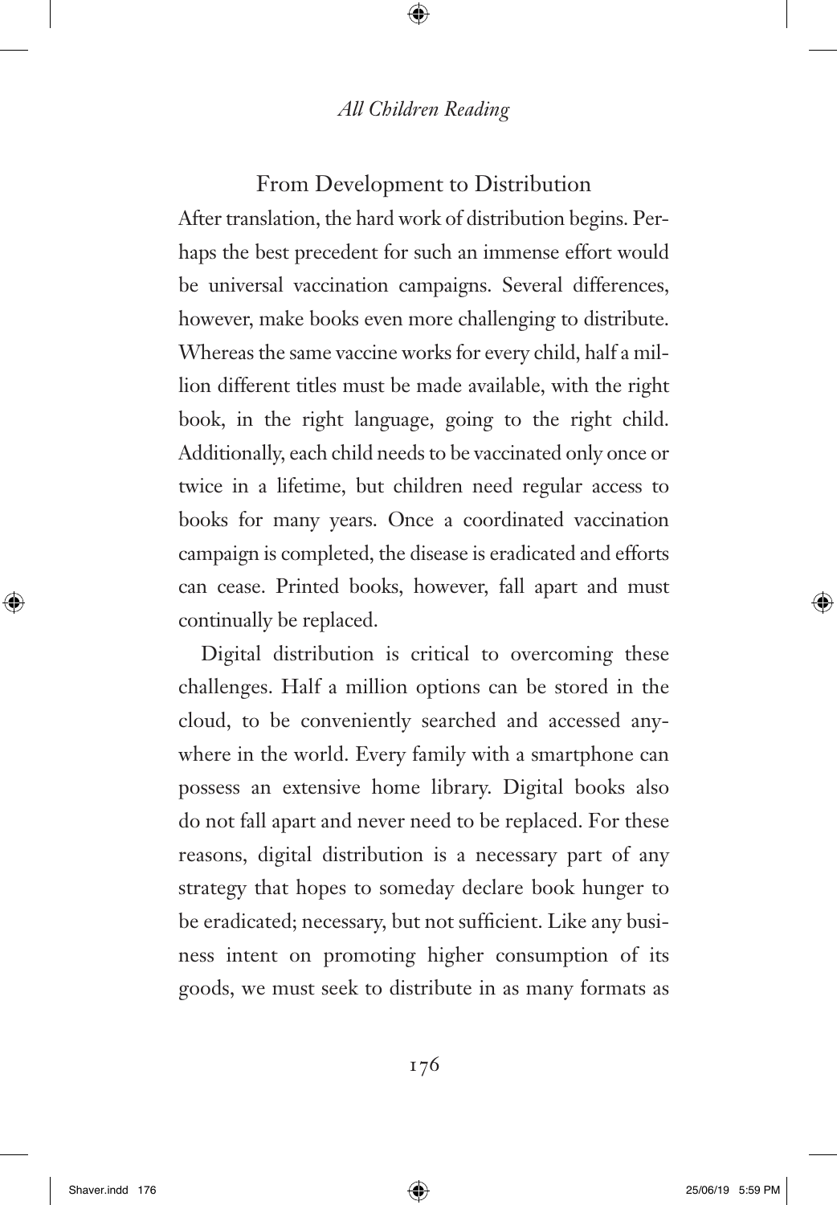## From Development to Distribution

After translation, the hard work of distribution begins. Perhaps the best precedent for such an immense effort would be universal vaccination campaigns. Several differences, however, make books even more challenging to distribute. Whereas the same vaccine works for every child, half a million different titles must be made available, with the right book, in the right language, going to the right child. Additionally, each child needs to be vaccinated only once or twice in a lifetime, but children need regular access to books for many years. Once a coordinated vaccination campaign is completed, the disease is eradicated and efforts can cease. Printed books, however, fall apart and must continually be replaced.

Digital distribution is critical to overcoming these challenges. Half a million options can be stored in the cloud, to be conveniently searched and accessed anywhere in the world. Every family with a smartphone can possess an extensive home library. Digital books also do not fall apart and never need to be replaced. For these reasons, digital distribution is a necessary part of any strategy that hopes to someday declare book hunger to be eradicated; necessary, but not sufficient. Like any business intent on promoting higher consumption of its goods, we must seek to distribute in as many formats as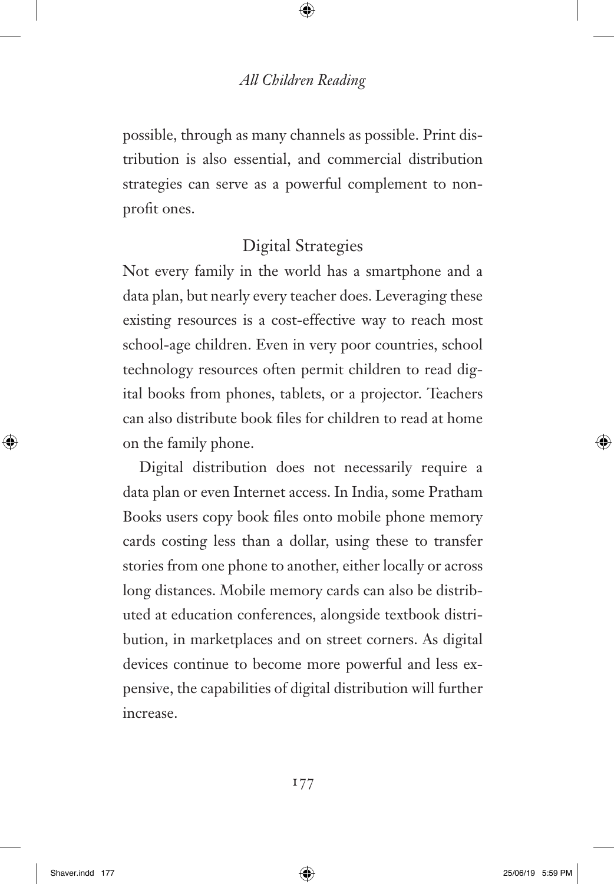possible, through as many channels as possible. Print distribution is also essential, and commercial distribution strategies can serve as a powerful complement to non-profit ones.

## Digital Strategies

Not every family in the world has a smartphone and a data plan, but nearly every teacher does. Leveraging these existing resources is a cost-effective way to reach most school-age children. Even in very poor countries, school technology resources often permit children to read digital books from phones, tablets, or a projector. Teachers can also distribute book files for children to read at home on the family phone.

Digital distribution does not necessarily require a data plan or even Internet access. In India, some Pratham Books users copy book files onto mobile phone memory cards costing less than a dollar, using these to transfer stories from one phone to another, either locally or across long distances. Mobile memory cards can also be distributed at education conferences, alongside textbook distribution, in marketplaces and on street corners. As digital devices continue to become more powerful and less expensive, the capabilities of digital distribution will further increase.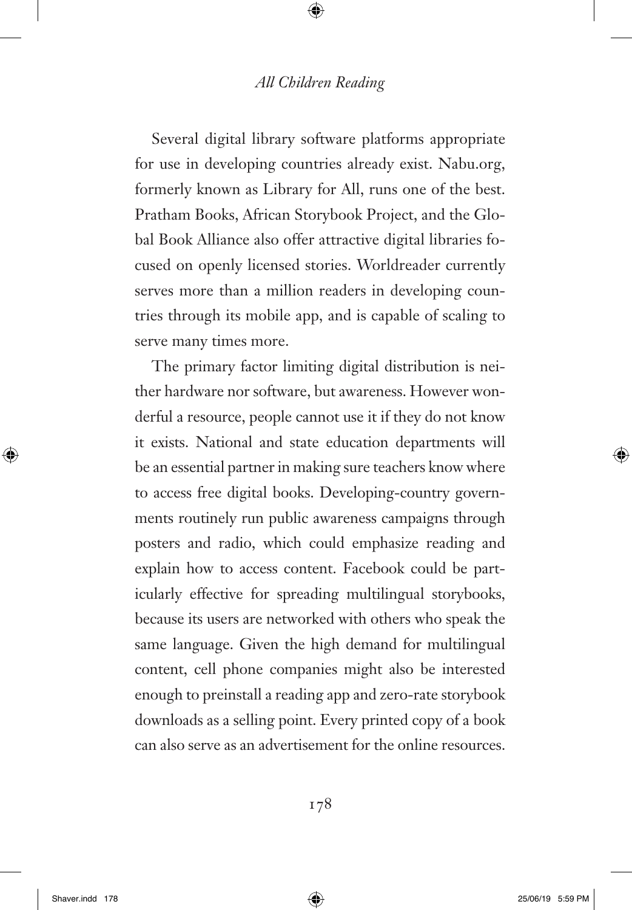Several digital library software platforms appropriate for use in developing countries already exist. Nabu.org, formerly known as Library for All, runs one of the best. Pratham Books, African Storybook Project, and the Global Book Alliance also offer attractive digital libraries focused on openly licensed stories. Worldreader currently serves more than a million readers in developing countries through its mobile app, and is capable of scaling to serve many times more.

The primary factor limiting digital distribution is neither hardware nor software, but awareness. However wonderful a resource, people cannot use it if they do not know it exists. National and state education departments will be an essential partner in making sure teachers know where to access free digital books. Developing-country governments routinely run public awareness campaigns through posters and radio, which could emphasize reading and explain how to access content. Facebook could be particularly effective for spreading multilingual storybooks, because its users are networked with others who speak the same language. Given the high demand for multilingual content, cell phone companies might also be interested enough to preinstall a reading app and zero-rate storybook downloads as a selling point. Every printed copy of a book can also serve as an advertisement for the online resources.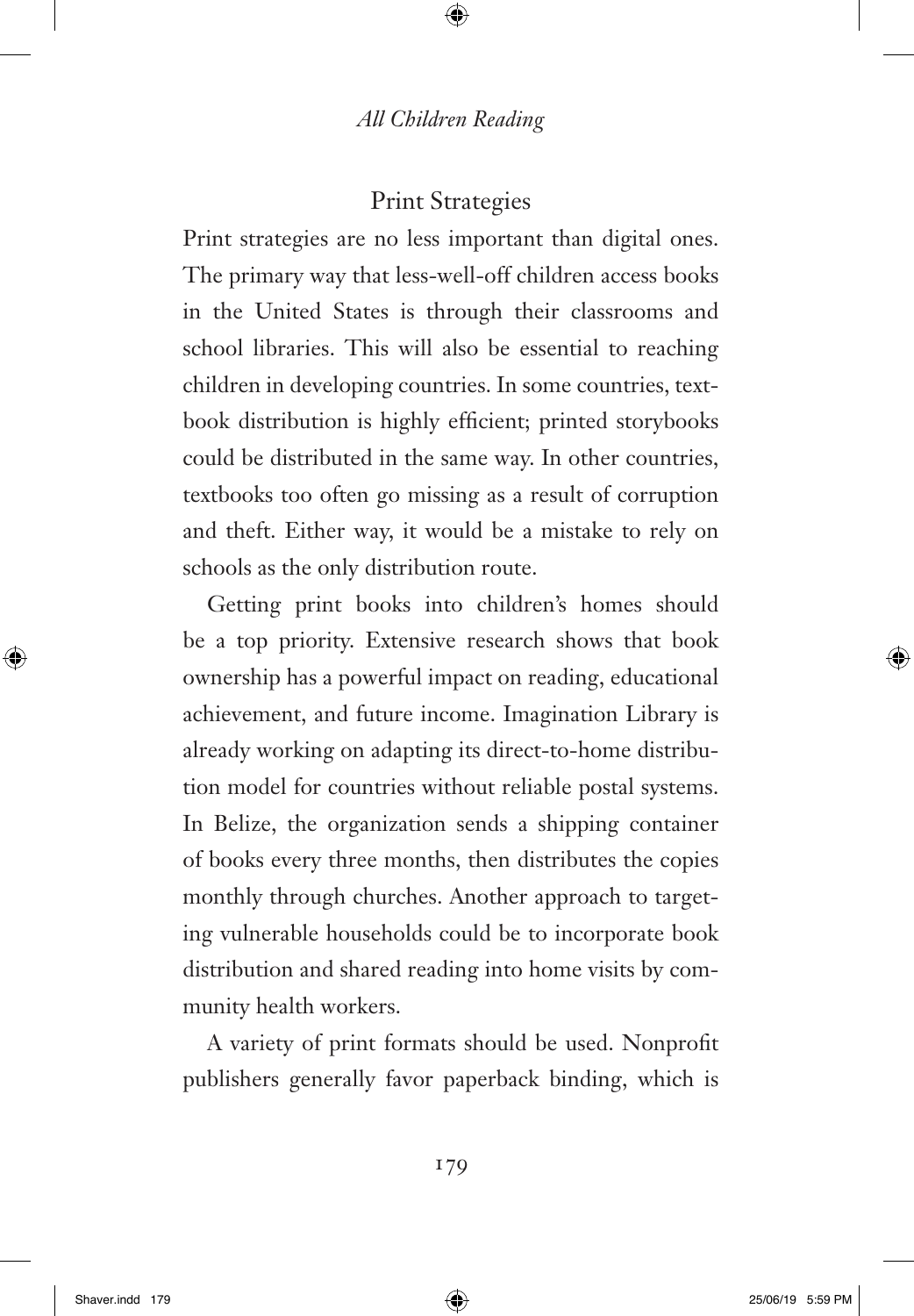## Print Strategies

Print strategies are no less important than digital ones. The primary way that less-well-off children access books in the United States is through their classrooms and school libraries. This will also be essential to reaching children in developing countries. In some countries, textbook distribution is highly efficient; printed storybooks could be distributed in the same way. In other countries, textbooks too often go missing as a result of corruption and theft. Either way, it would be a mistake to rely on schools as the only distribution route.

Getting print books into children's homes should be a top priority. Extensive research shows that book ownership has a powerful impact on reading, educational achievement, and future income. Imagination Library is already working on adapting its direct-to-home distribution model for countries without reliable postal systems. In Belize, the organization sends a shipping container of books every three months, then distributes the copies monthly through churches. Another approach to targeting vulnerable households could be to incorporate book distribution and shared reading into home visits by community health workers.

A variety of print formats should be used. Nonprofit publishers generally favor paperback binding, which is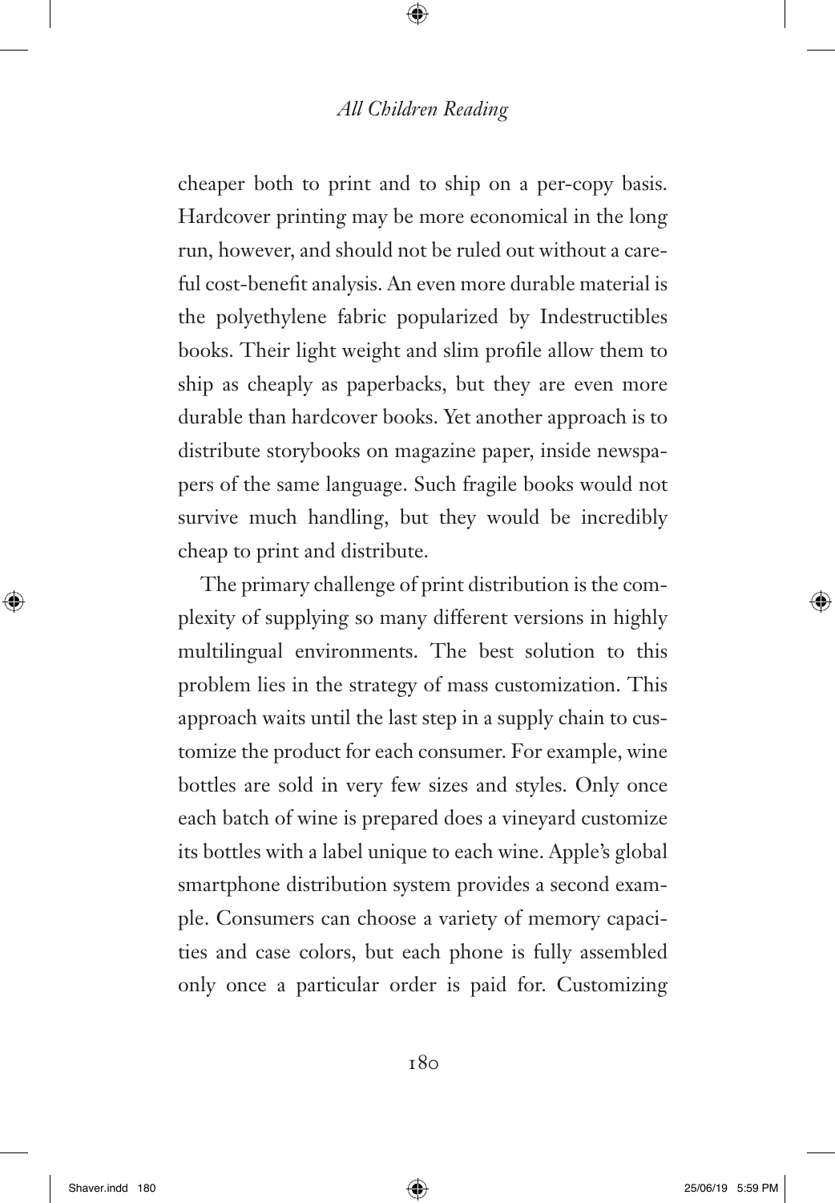cheaper both to print and to ship on a per-copy basis. Hardcover printing may be more economical in the long run, however, and should not be ruled out without a careful cost-benefit analysis. An even more durable material is the polyethylene fabric popularized by Indestructibles books. Their light weight and slim profile allow them to ship as cheaply as paperbacks, but they are even more durable than hardcover books. Yet another approach is to distribute storybooks on magazine paper, inside newspapers of the same language. Such fragile books would not survive much handling, but they would be incredibly cheap to print and distribute.

The primary challenge of print distribution is the complexity of supplying so many different versions in highly multilingual environments. The best solution to this problem lies in the strategy of mass customization. This approach waits until the last step in a supply chain to customize the product for each consumer. For example, wine bottles are sold in very few sizes and styles. Only once each batch of wine is prepared does a vineyard customize its bottles with a label unique to each wine. Apple's global smartphone distribution system provides a second example. Consumers can choose a variety of memory capacities and case colors, but each phone is fully assembled only once a particular order is paid for. Customizing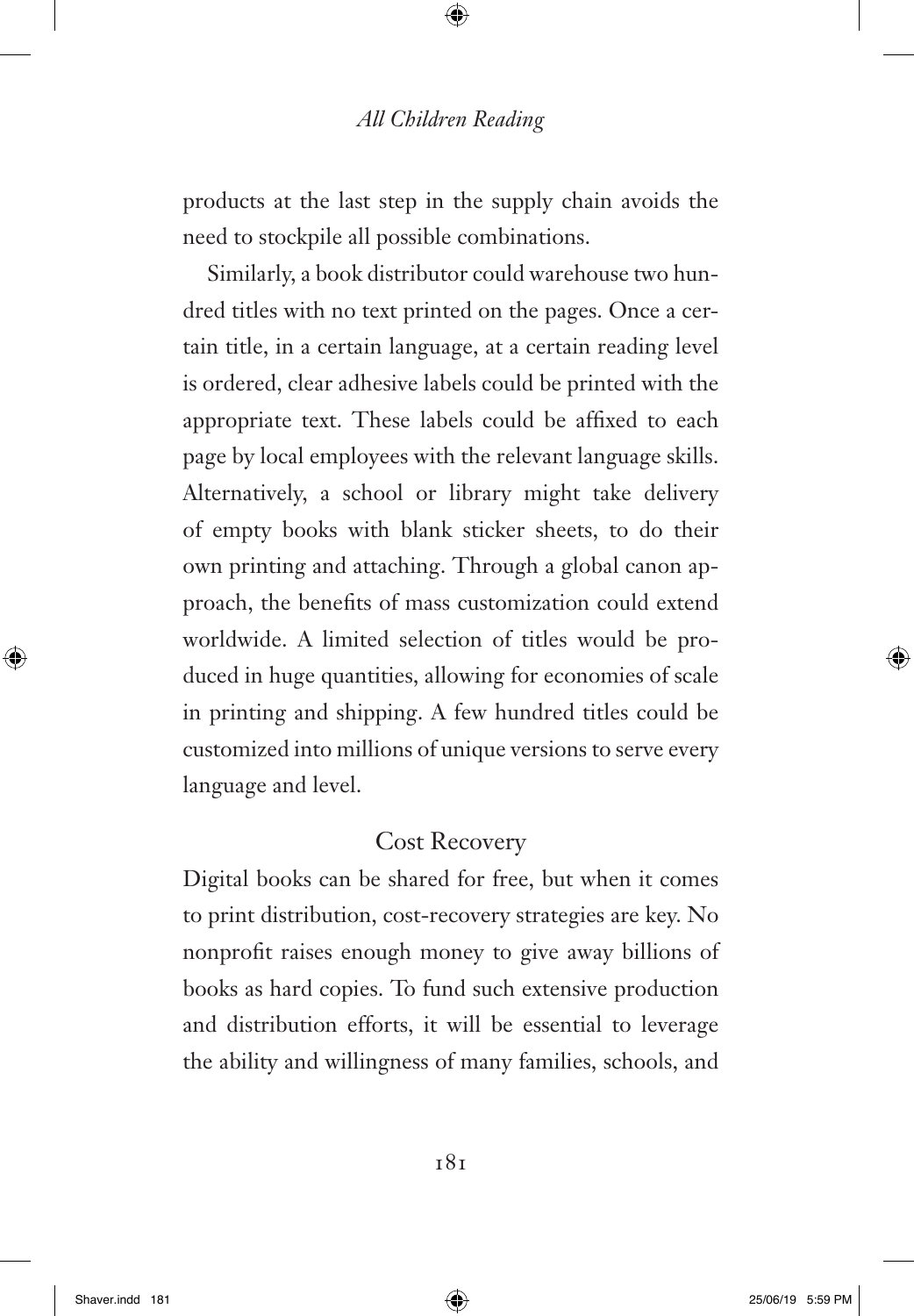products at the last step in the supply chain avoids the need to stockpile all possible combinations.

Similarly, a book distributor could warehouse two hundred titles with no text printed on the pages. Once a certain title, in a certain language, at a certain reading level is ordered, clear adhesive labels could be printed with the appropriate text. These labels could be affixed to each page by local employees with the relevant language skills. Alternatively, a school or library might take delivery of empty books with blank sticker sheets, to do their own printing and attaching. Through a global canon approach, the benefits of mass customization could extend worldwide. A limited selection of titles would be produced in huge quantities, allowing for economies of scale in printing and shipping. A few hundred titles could be customized into millions of unique versions to serve every language and level.

## Cost Recovery

Digital books can be shared for free, but when it comes to print distribution, cost-recovery strategies are key. No nonprofit raises enough money to give away billions of books as hard copies. To fund such extensive production and distribution efforts, it will be essential to leverage the ability and willingness of many families, schools, and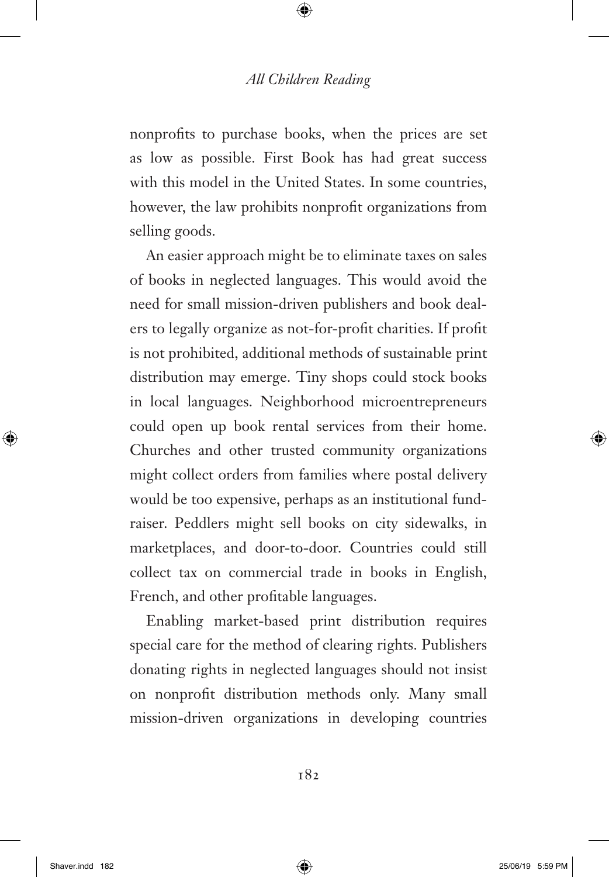nonprofits to purchase books, when the prices are set as low as possible. First Book has had great success with this model in the United States. In some countries, however, the law prohibits nonprofit organizations from selling goods.

An easier approach might be to eliminate taxes on sales of books in neglected languages. This would avoid the need for small mission-driven publishers and book dealers to legally organize as not-for-profit charities. If profit is not prohibited, additional methods of sustainable print distribution may emerge. Tiny shops could stock books in local languages. Neighborhood microentrepreneurs could open up book rental services from their home. Churches and other trusted community organizations might collect orders from families where postal delivery would be too expensive, perhaps as an institutional fundraiser. Peddlers might sell books on city sidewalks, in marketplaces, and door-to-door. Countries could still collect tax on commercial trade in books in English, French, and other profitable languages.

Enabling market-based print distribution requires special care for the method of clearing rights. Publishers donating rights in neglected languages should not insist on nonprofit distribution methods only. Many small mission-driven organizations in developing countries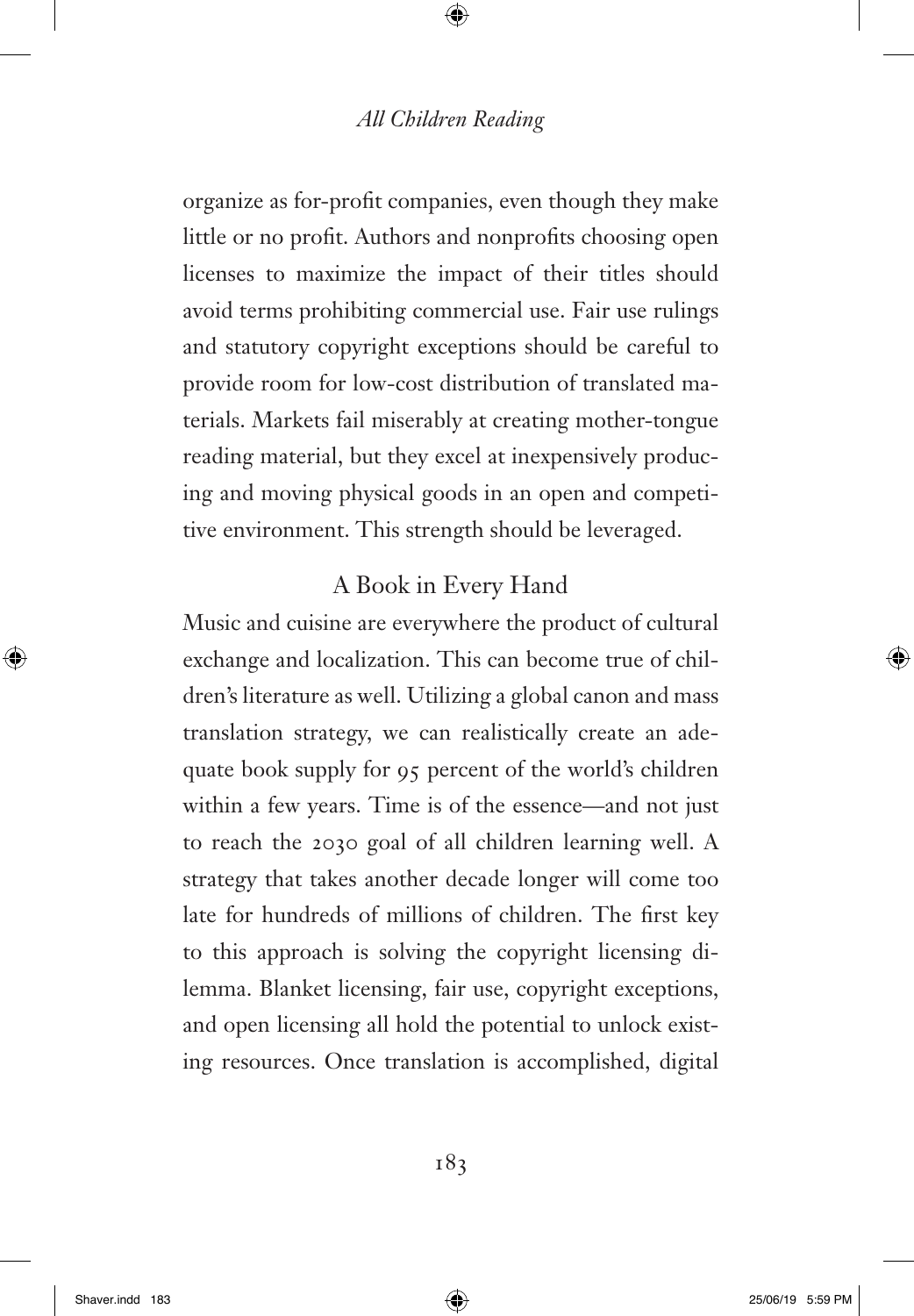organize as for-profit companies, even though they make little or no profit. Authors and nonprofits choosing open licenses to maximize the impact of their titles should avoid terms prohibiting commercial use. Fair use rulings and statutory copyright exceptions should be careful to provide room for low-cost distribution of translated materials. Markets fail miserably at creating mother-tongue reading material, but they excel at inexpensively producing and moving physical goods in an open and competitive environment. This strength should be leveraged.

## A Book in Every Hand

Music and cuisine are everywhere the product of cultural exchange and localization. This can become true of children's literature as well. Utilizing a global canon and mass translation strategy, we can realistically create an adequate book supply for 95 percent of the world's children within a few years. Time is of the essence—and not just to reach the 2030 goal of all children learning well. A strategy that takes another decade longer will come too late for hundreds of millions of children. The first key to this approach is solving the copyright licensing dilemma. Blanket licensing, fair use, copyright exceptions, and open licensing all hold the potential to unlock existing resources. Once translation is accomplished, digital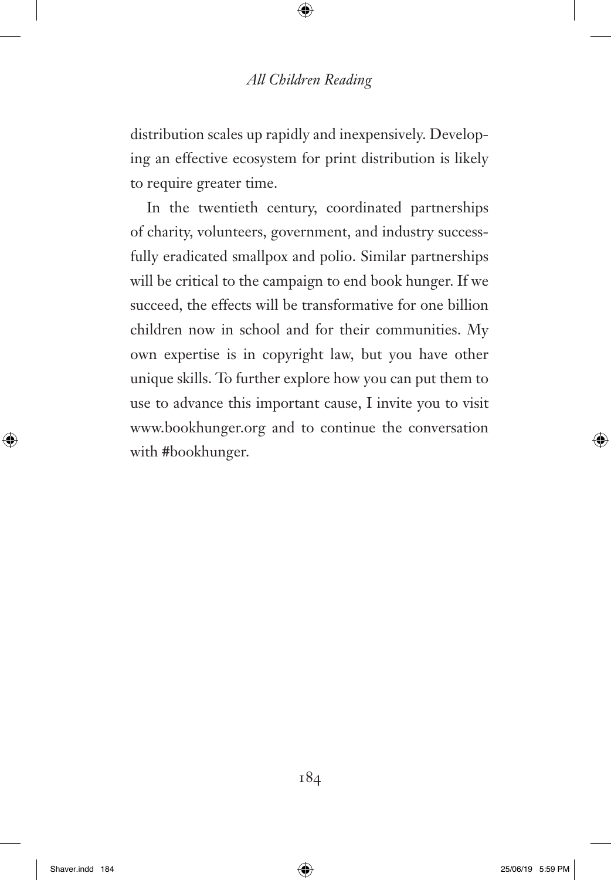distribution scales up rapidly and inexpensively. Developing an effective ecosystem for print distribution is likely to require greater time.

In the twentieth century, coordinated partnerships of charity, volunteers, government, and industry successfully eradicated smallpox and polio. Similar partnerships will be critical to the campaign to end book hunger. If we succeed, the effects will be transformative for one billion children now in school and for their communities. My own expertise is in copyright law, but you have other unique skills. To further explore how you can put them to use to advance this important cause, I invite you to visit www.bookhunger.org and to continue the conversation with #bookhunger.